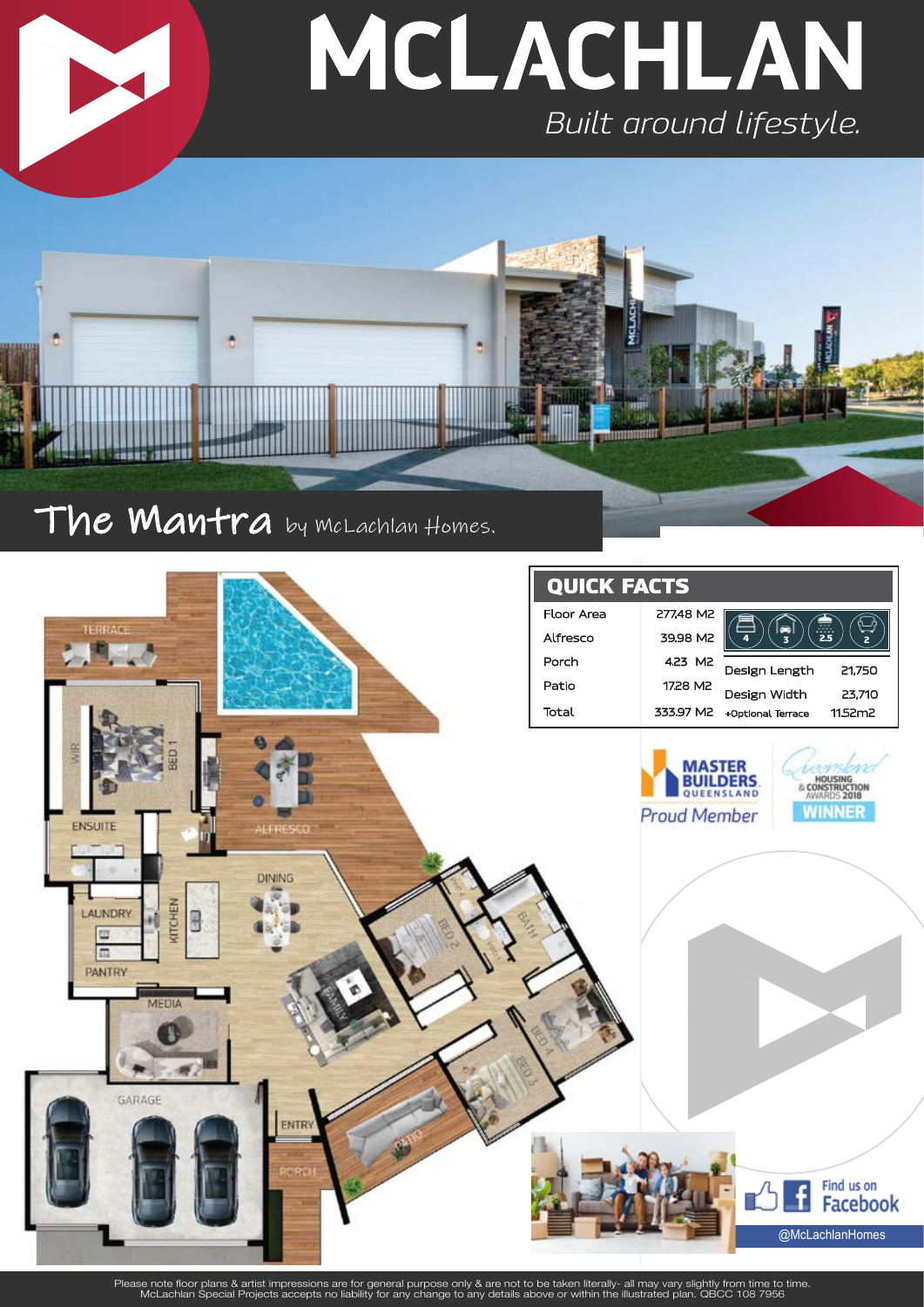# MCLACHLAN

*Built around lifestyle.*

## The Mantra by McLachlan Homes.

TERRACE

WIR

BED 1

ENSUITE

ALFRESCO

DINING

LAUNDRY

KITCHEN

PANTRY

BED 2

BATH

MEDIA

FAMILY

BED 4

BED 3

GARAGE

ENTRY

PATIO

PORCH

## QUICK FACTS

| | | | |
|---|---|---|---|
| Floor Area | 277.48 M2 | | |
| Alfresco | 39.98 M2 | | |
| Porch | 4.23 M2 | Design Length | 21,750 |
| Patio | 17.28 M2 | Design Width | 23,710 |
| Total | 333.97 M2 | +Optional Terrace | 11.52m2 |

4 | 3 | 2.5 | 2

MASTER BUILDERS QUEENSLAND
*Proud Member*

Queensland HOUSING & CONSTRUCTION AWARDS 2018 WINNER

Find us on Facebook
@McLachlanHomes

Please note floor plans & artist impressions are for general purpose only & are not to be taken literally- all may vary slightly from time to time. McLachlan Special Projects accepts no liability for any change to any details above or within the illustrated plan. QBCC 108 7956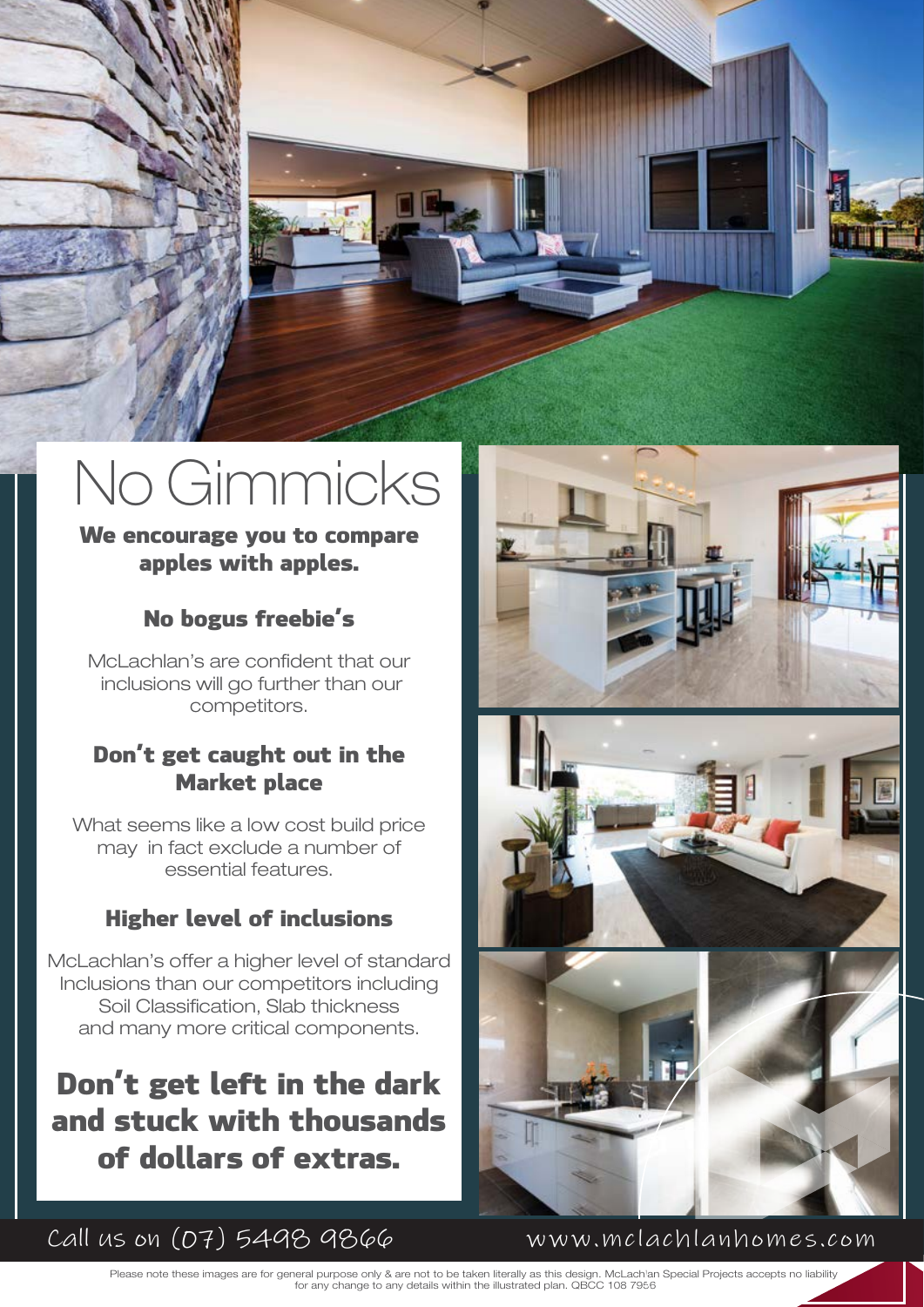# No Gimmicks

**We encourage you to compare apples with apples.**

### No bogus freebie's

McLachlan's are confident that our inclusions will go further than our competitors.

### Don't get caught out in the Market place

What seems like a low cost build price may in fact exclude a number of essential features.

### Higher level of inclusions

McLachlan's offer a higher level of standard Inclusions than our competitors including Soil Classification, Slab thickness and many more critical components.

## Don't get left in the dark and stuck with thousands of dollars of extras.

Call us on (07) 5498 9866

www.mclachlanhomes.com

Please note these images are for general purpose only & are not to be taken literally as this design. McLach'an Special Projects accepts no liability for any change to any details within the illustrated plan. QBCC 108 7956